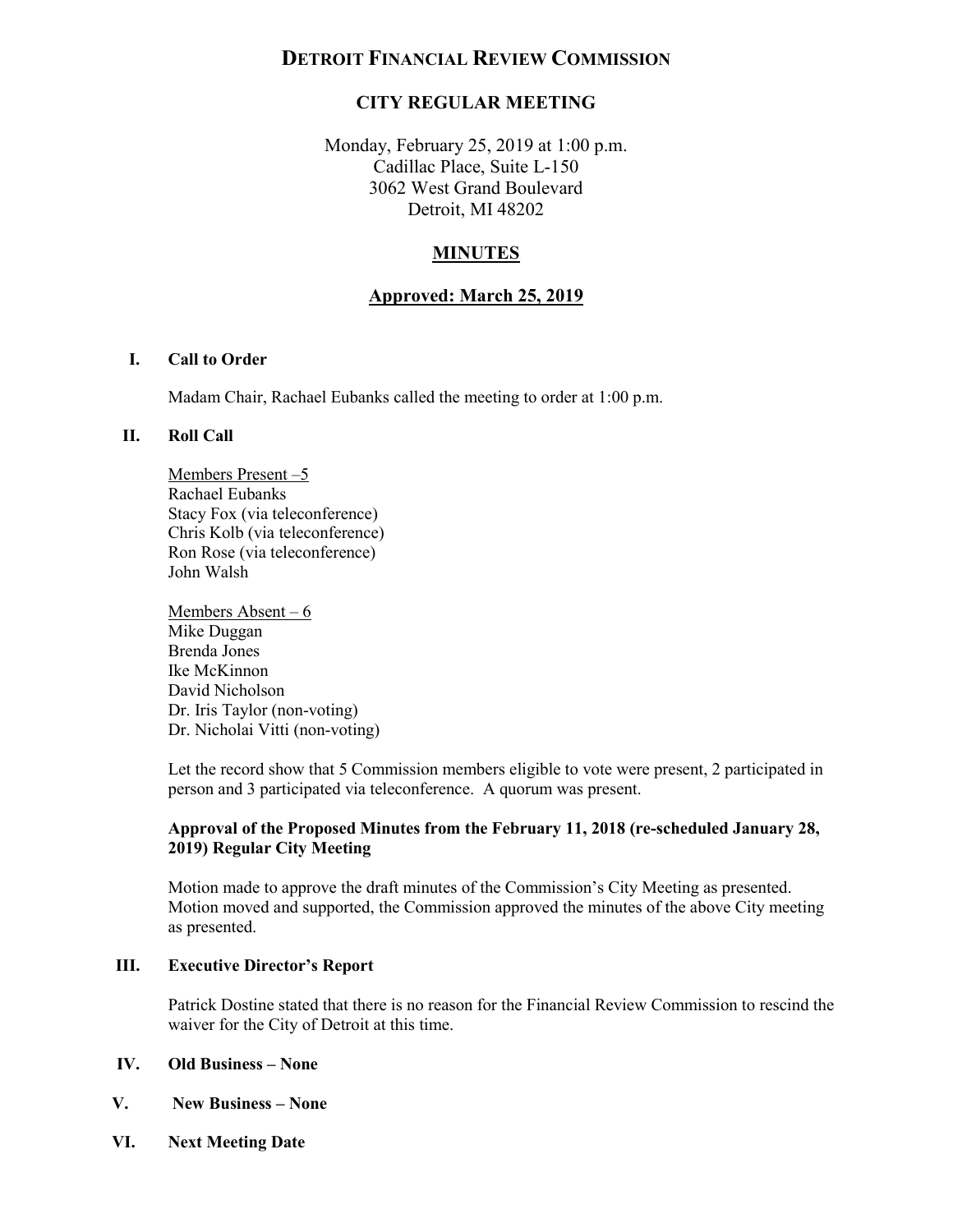# DETROIT FINANCIAL REVIEW COMMISSION

## CITY REGULAR MEETING

Monday, February 25, 2019 at 1:00 p.m.
Cadillac Place, Suite L-150
3062 West Grand Boulevard
Detroit, MI 48202

## MINUTES

## Approved: March 25, 2019

### I. Call to Order

Madam Chair, Rachael Eubanks called the meeting to order at 1:00 p.m.

### II. Roll Call

Members Present –5
Rachael Eubanks
Stacy Fox (via teleconference)
Chris Kolb (via teleconference)
Ron Rose (via teleconference)
John Walsh

Members Absent – 6
Mike Duggan
Brenda Jones
Ike McKinnon
David Nicholson
Dr. Iris Taylor (non-voting)
Dr. Nicholai Vitti (non-voting)

Let the record show that 5 Commission members eligible to vote were present, 2 participated in person and 3 participated via teleconference. A quorum was present.

**Approval of the Proposed Minutes from the February 11, 2018 (re-scheduled January 28, 2019) Regular City Meeting**

Motion made to approve the draft minutes of the Commission's City Meeting as presented. Motion moved and supported, the Commission approved the minutes of the above City meeting as presented.

### III. Executive Director's Report

Patrick Dostine stated that there is no reason for the Financial Review Commission to rescind the waiver for the City of Detroit at this time.

### IV. Old Business – None

### V. New Business – None

### VI. Next Meeting Date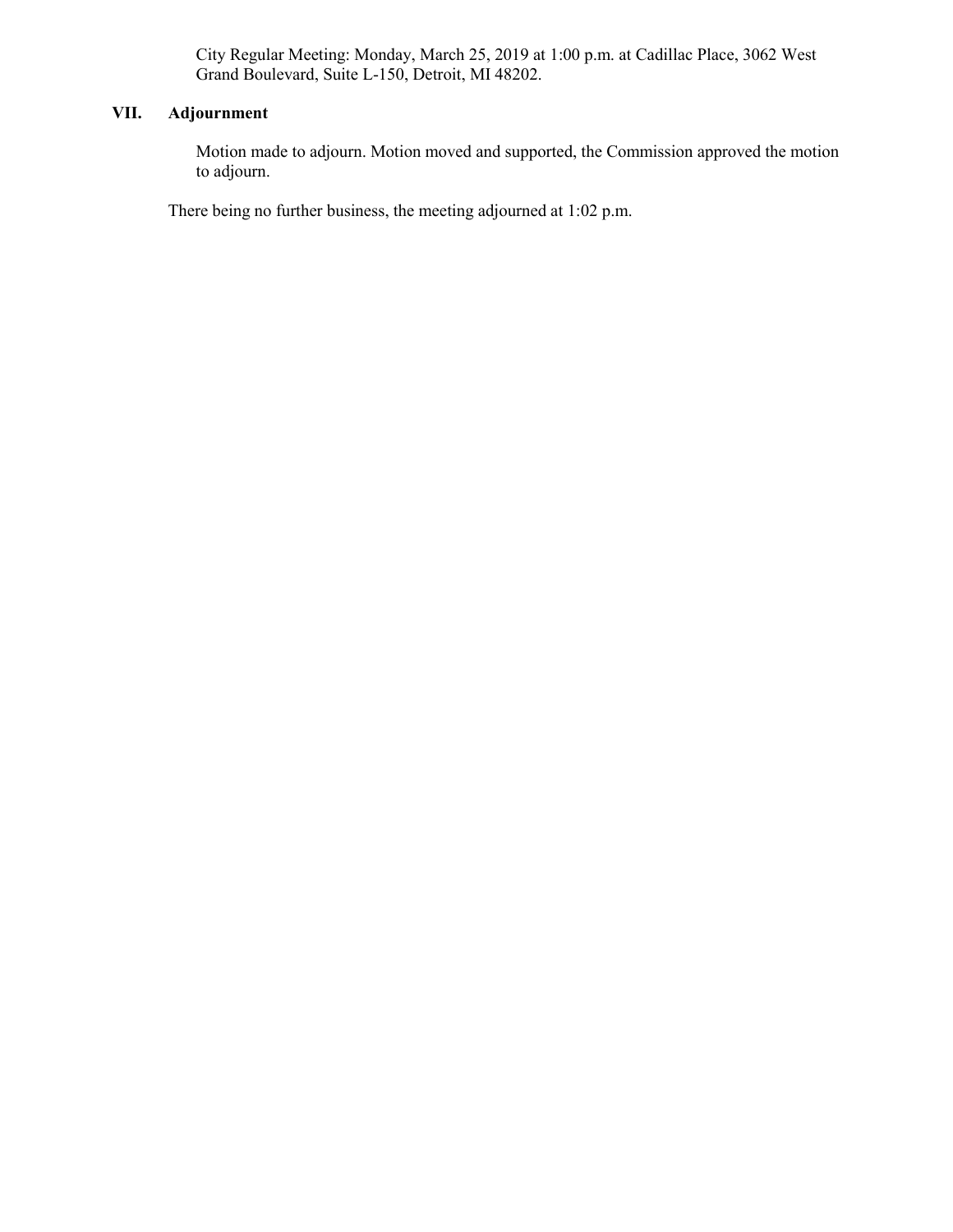City Regular Meeting: Monday, March 25, 2019 at 1:00 p.m. at Cadillac Place, 3062 West Grand Boulevard, Suite L-150, Detroit, MI 48202.

## VII. Adjournment

Motion made to adjourn. Motion moved and supported, the Commission approved the motion to adjourn.

There being no further business, the meeting adjourned at 1:02 p.m.